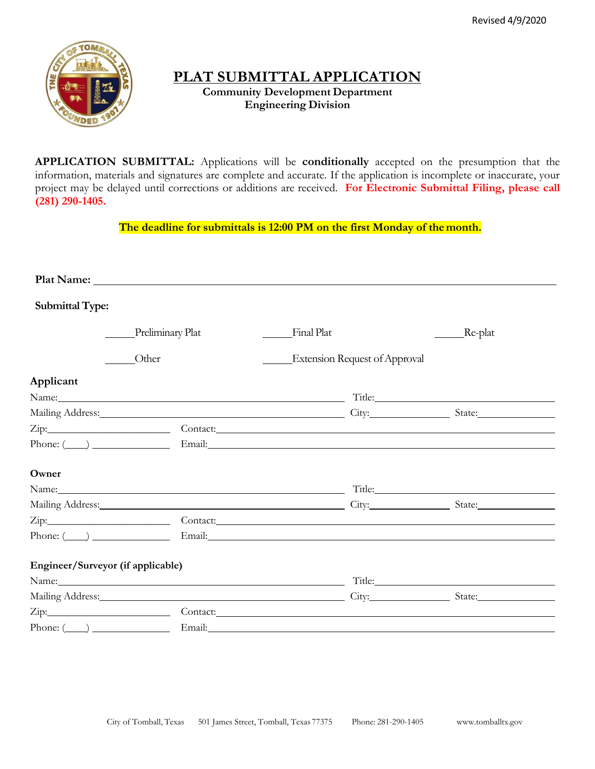Revised 4/9/2020

# PLAT SUBMITTAL APPLICATION

**Community Development Department**
**Engineering Division**

**APPLICATION SUBMITTAL:** Applications will be **conditionally** accepted on the presumption that the information, materials and signatures are complete and accurate. If the application is incomplete or inaccurate, your project may be delayed until corrections or additions are received. **For Electronic Submittal Filing, please call (281) 290-1405.**

**The deadline for submittals is 12:00 PM on the first Monday of the month.**

**Plat Name:** ______________________________________________

**Submittal Type:**

_____Preliminary Plat     _____Final Plat     _____Re-plat

_____Other     _____Extension Request of Approval

**Applicant**

Name:______________________________ Title:______________________

Mailing Address:______________________ City:__________ State:__________

Zip:______________ Contact:______________________________________

Phone: (____) ____________ Email:______________________________________

**Owner**

Name:______________________________ Title:______________________

Mailing Address:______________________ City:__________ State:__________

Zip:______________ Contact:______________________________________

Phone: (____) ____________ Email:______________________________________

**Engineer/Surveyor (if applicable)**

Name:______________________________ Title:______________________

Mailing Address:______________________ City:__________ State:__________

Zip:______________ Contact:______________________________________

Phone: (____) ____________ Email:______________________________________

City of Tomball, Texas     501 James Street, Tomball, Texas 77375     Phone: 281-290-1405     www.tomballtx.gov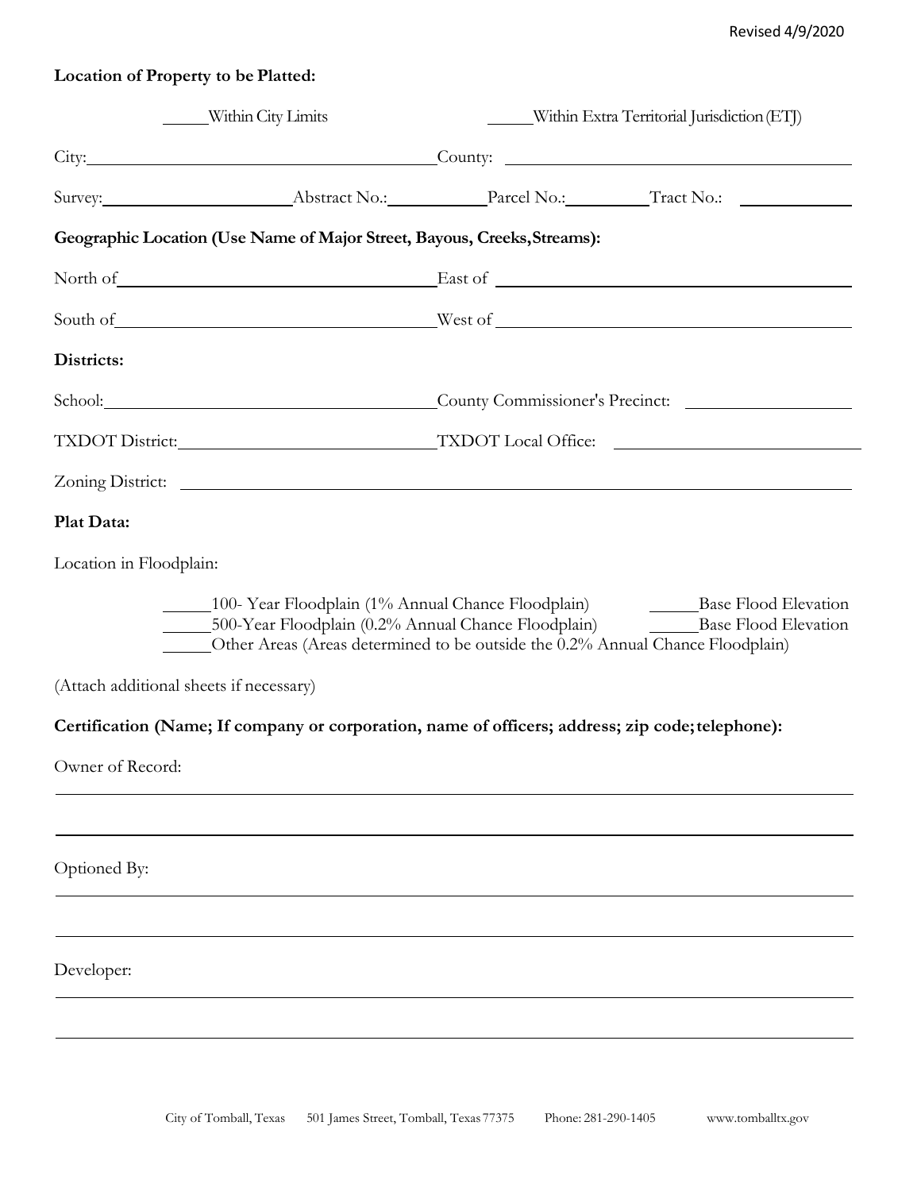**Location of Property to be Platted:**

_____Within City Limits _____Within Extra Territorial Jurisdiction (ETJ)

City:________________________________ County: ________________________________

Survey:__________________ Abstract No.:__________ Parcel No.:_________ Tract No.: __________

**Geographic Location (Use Name of Major Street, Bayous, Creeks, Streams):**

North of________________________________ East of ________________________________

South of________________________________ West of ________________________________

**Districts:**

School:________________________________ County Commissioner's Precinct: ________________

TXDOT District:__________________________ TXDOT Local Office: ______________________

Zoning District: ________________________________________________________________

**Plat Data:**

Location in Floodplain:

_____100- Year Floodplain (1% Annual Chance Floodplain) _____Base Flood Elevation
_____500-Year Floodplain (0.2% Annual Chance Floodplain) _____Base Flood Elevation
_____Other Areas (Areas determined to be outside the 0.2% Annual Chance Floodplain)

(Attach additional sheets if necessary)

**Certification (Name; If company or corporation, name of officers; address; zip code; telephone):**

Owner of Record:

________________________________________________________________

________________________________________________________________

Optioned By:

________________________________________________________________

________________________________________________________________

Developer:

________________________________________________________________

________________________________________________________________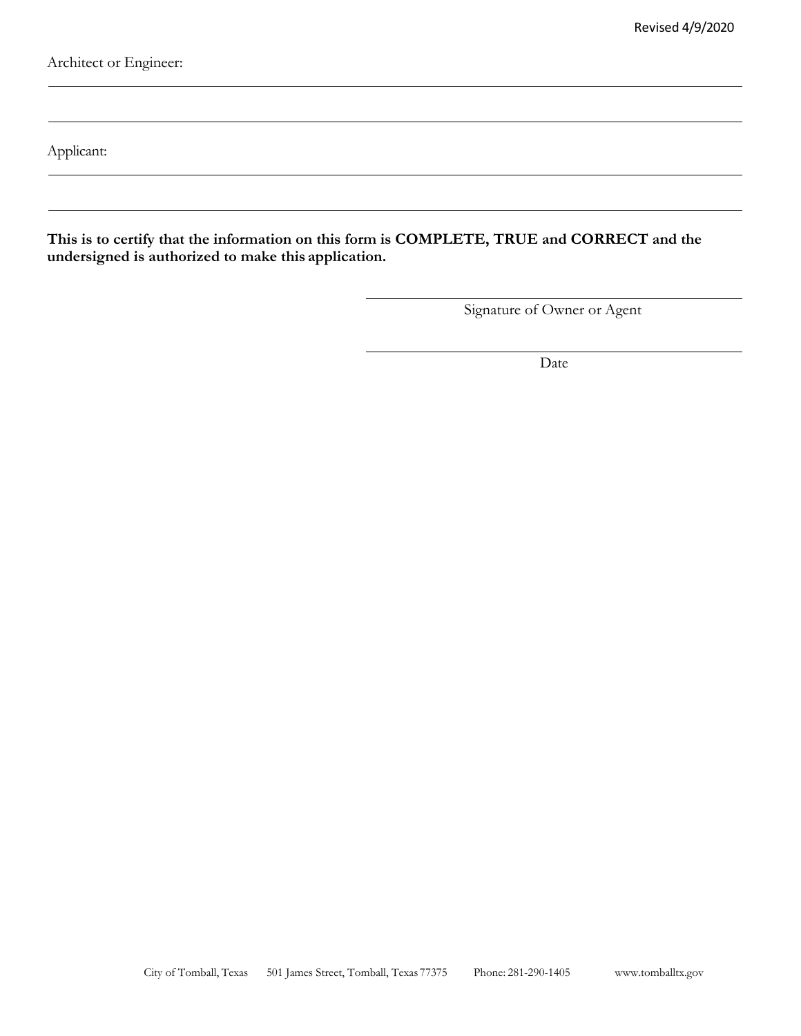Revised 4/9/2020

Architect or Engineer:

______________________________________________________________________________

______________________________________________________________________________

Applicant:

______________________________________________________________________________

______________________________________________________________________________

**This is to certify that the information on this form is COMPLETE, TRUE and CORRECT and the undersigned is authorized to make this application.**

______________________________
Signature of Owner or Agent

______________________________
Date

City of Tomball, Texas 501 James Street, Tomball, Texas 77375 Phone: 281-290-1405 www.tomballtx.gov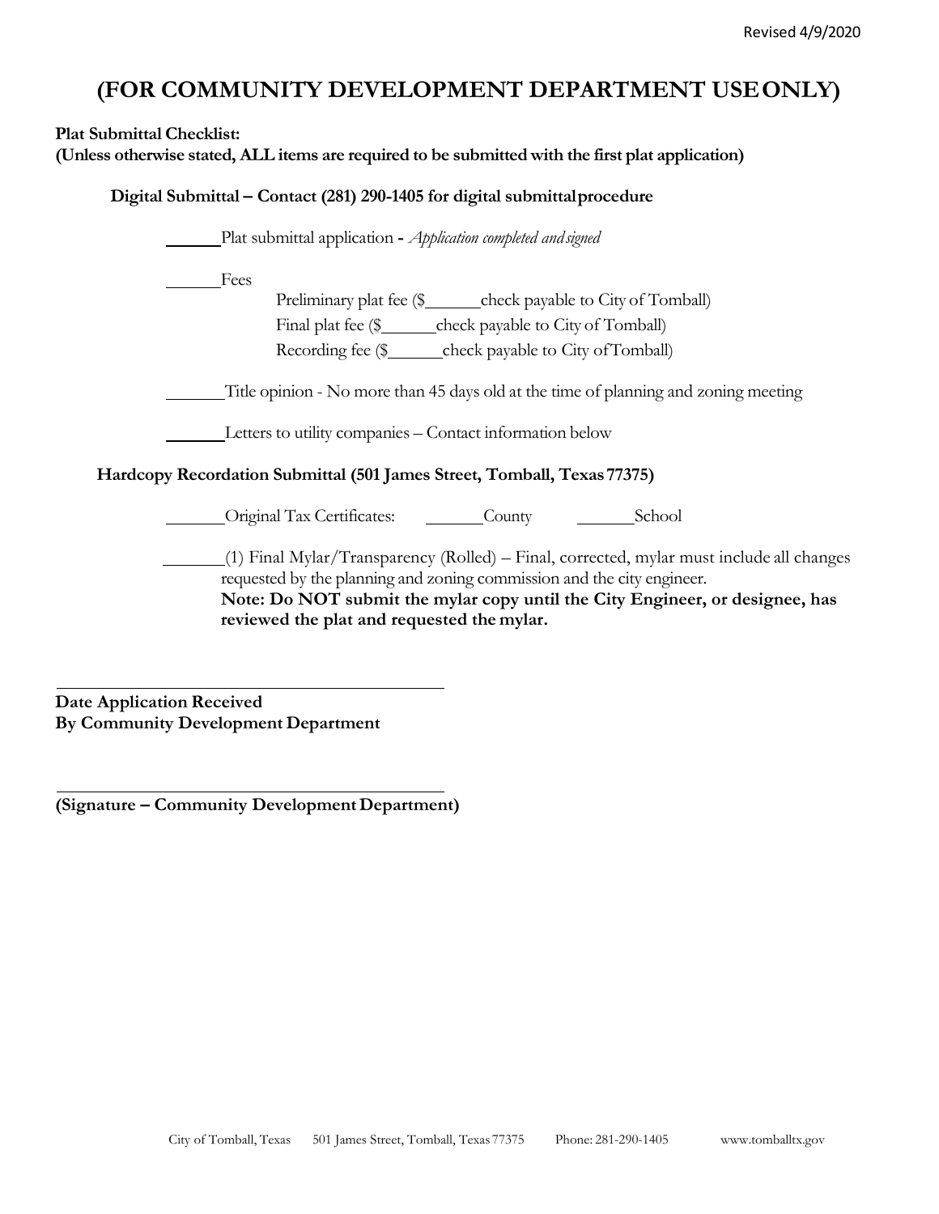# (FOR COMMUNITY DEVELOPMENT DEPARTMENT USE ONLY)

**Plat Submittal Checklist:**
**(Unless otherwise stated, ALL items are required to be submitted with the first plat application)**

**Digital Submittal – Contact (281) 290-1405 for digital submittal procedure**

______ Plat submittal application - *Application completed and signed*

______ Fees

Preliminary plat fee ($______ check payable to City of Tomball)
Final plat fee ($______ check payable to City of Tomball)
Recording fee ($______ check payable to City of Tomball)

______ Title opinion - No more than 45 days old at the time of planning and zoning meeting

______ Letters to utility companies – Contact information below

**Hardcopy Recordation Submittal (501 James Street, Tomball, Texas 77375)**

______ Original Tax Certificates: ______ County ______ School

______ (1) Final Mylar/Transparency (Rolled) – Final, corrected, mylar must include all changes requested by the planning and zoning commission and the city engineer.
**Note: Do NOT submit the mylar copy until the City Engineer, or designee, has reviewed the plat and requested the mylar.**

______________________________________

**Date Application Received**
**By Community Development Department**

______________________________________

**(Signature – Community Development Department)**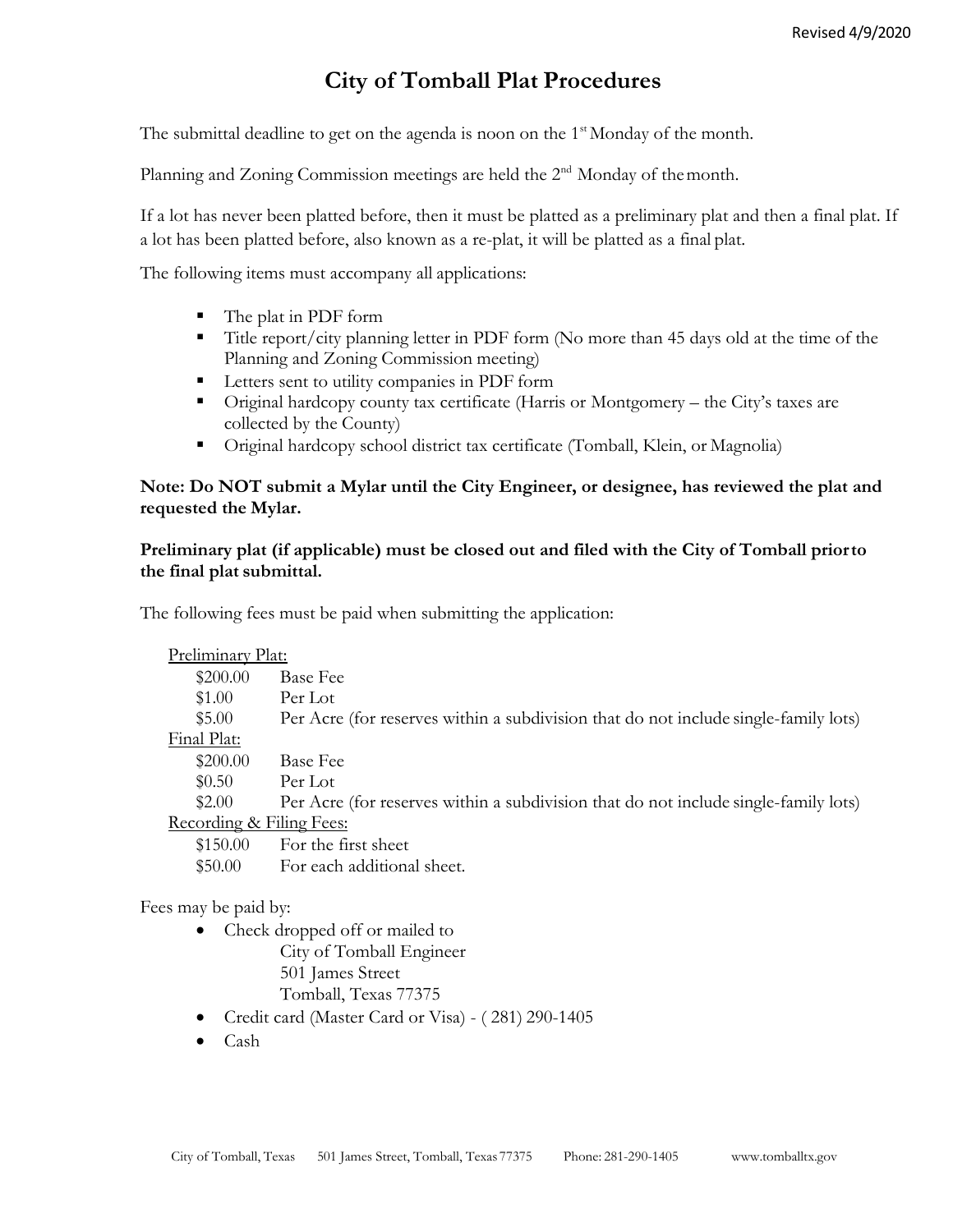Revised 4/9/2020

# City of Tomball Plat Procedures

The submittal deadline to get on the agenda is noon on the 1st Monday of the month.

Planning and Zoning Commission meetings are held the 2nd Monday of the month.

If a lot has never been platted before, then it must be platted as a preliminary plat and then a final plat. If a lot has been platted before, also known as a re-plat, it will be platted as a final plat.

The following items must accompany all applications:

- The plat in PDF form
- Title report/city planning letter in PDF form (No more than 45 days old at the time of the Planning and Zoning Commission meeting)
- Letters sent to utility companies in PDF form
- Original hardcopy county tax certificate (Harris or Montgomery – the City's taxes are collected by the County)
- Original hardcopy school district tax certificate (Tomball, Klein, or Magnolia)

**Note: Do NOT submit a Mylar until the City Engineer, or designee, has reviewed the plat and requested the Mylar.**

**Preliminary plat (if applicable) must be closed out and filed with the City of Tomball prior to the final plat submittal.**

The following fees must be paid when submitting the application:

Preliminary Plat:

- \$200.00 Base Fee
- \$1.00 Per Lot
- \$5.00 Per Acre (for reserves within a subdivision that do not include single-family lots)

Final Plat:

- \$200.00 Base Fee
- \$0.50 Per Lot
- \$2.00 Per Acre (for reserves within a subdivision that do not include single-family lots)

Recording & Filing Fees:

- \$150.00 For the first sheet
- \$50.00 For each additional sheet.

Fees may be paid by:

- Check dropped off or mailed to  
  City of Tomball Engineer  
  501 James Street  
  Tomball, Texas 77375
- Credit card (Master Card or Visa) - ( 281) 290-1405
- Cash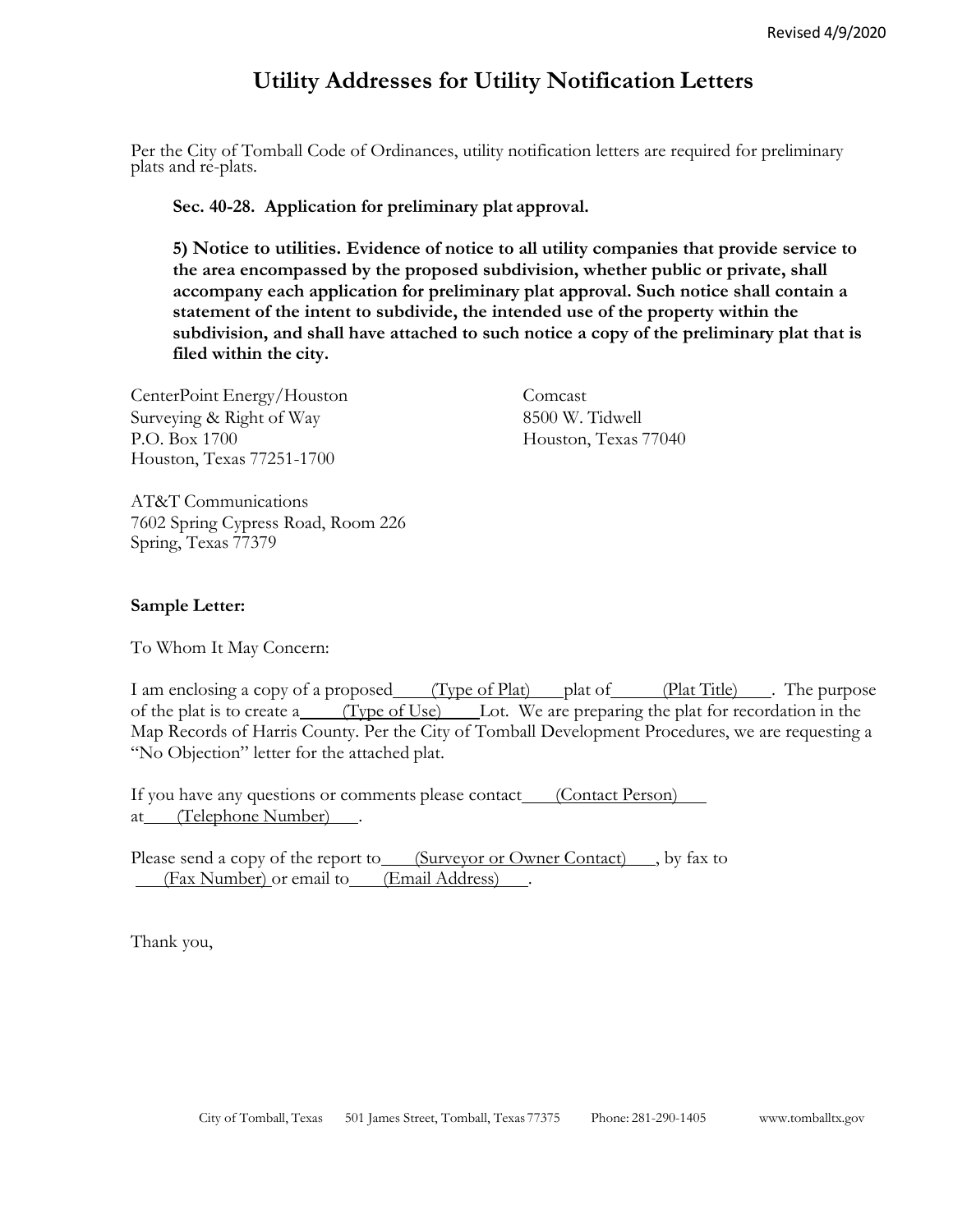Revised 4/9/2020

# Utility Addresses for Utility Notification Letters

Per the City of Tomball Code of Ordinances, utility notification letters are required for preliminary plats and re-plats.

**Sec. 40-28. Application for preliminary plat approval.**

**5) Notice to utilities. Evidence of notice to all utility companies that provide service to the area encompassed by the proposed subdivision, whether public or private, shall accompany each application for preliminary plat approval. Such notice shall contain a statement of the intent to subdivide, the intended use of the property within the subdivision, and shall have attached to such notice a copy of the preliminary plat that is filed within the city.**

CenterPoint Energy/Houston
Surveying & Right of Way
P.O. Box 1700
Houston, Texas 77251-1700

Comcast
8500 W. Tidwell
Houston, Texas 77040

AT&T Communications
7602 Spring Cypress Road, Room 226
Spring, Texas 77379

**Sample Letter:**

To Whom It May Concern:

I am enclosing a copy of a proposed (Type of Plat) plat of (Plat Title). The purpose of the plat is to create a (Type of Use) Lot. We are preparing the plat for recordation in the Map Records of Harris County. Per the City of Tomball Development Procedures, we are requesting a "No Objection" letter for the attached plat.

If you have any questions or comments please contact (Contact Person) at (Telephone Number).

Please send a copy of the report to (Surveyor or Owner Contact), by fax to (Fax Number) or email to (Email Address).

Thank you,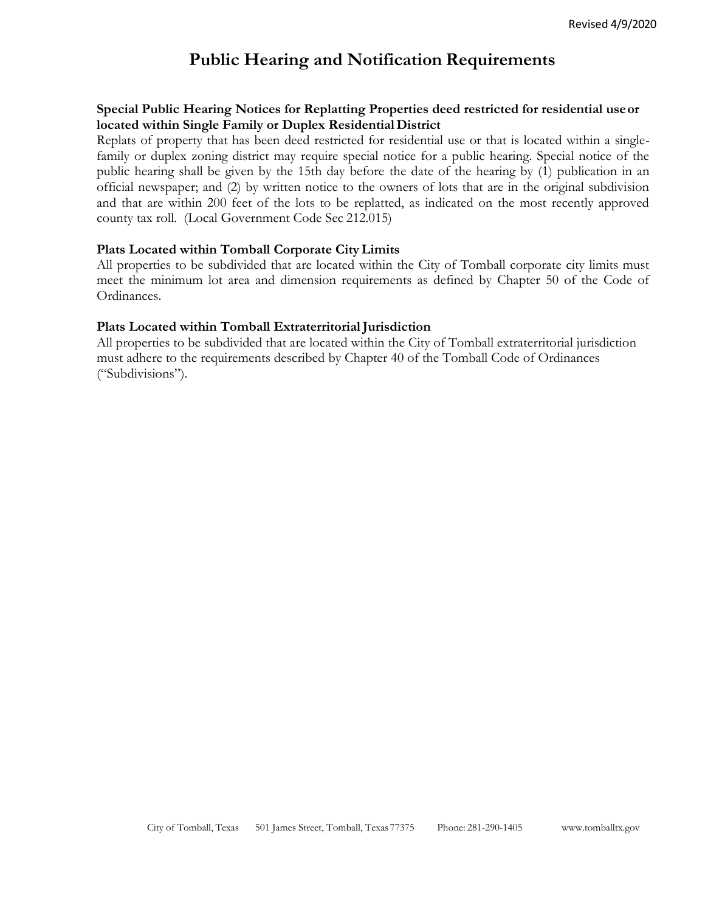# Public Hearing and Notification Requirements

**Special Public Hearing Notices for Replatting Properties deed restricted for residential use or located within Single Family or Duplex Residential District**

Replats of property that has been deed restricted for residential use or that is located within a single-family or duplex zoning district may require special notice for a public hearing. Special notice of the public hearing shall be given by the 15th day before the date of the hearing by (1) publication in an official newspaper; and (2) by written notice to the owners of lots that are in the original subdivision and that are within 200 feet of the lots to be replatted, as indicated on the most recently approved county tax roll. (Local Government Code Sec 212.015)

**Plats Located within Tomball Corporate City Limits**

All properties to be subdivided that are located within the City of Tomball corporate city limits must meet the minimum lot area and dimension requirements as defined by Chapter 50 of the Code of Ordinances.

**Plats Located within Tomball Extraterritorial Jurisdiction**

All properties to be subdivided that are located within the City of Tomball extraterritorial jurisdiction must adhere to the requirements described by Chapter 40 of the Tomball Code of Ordinances ("Subdivisions").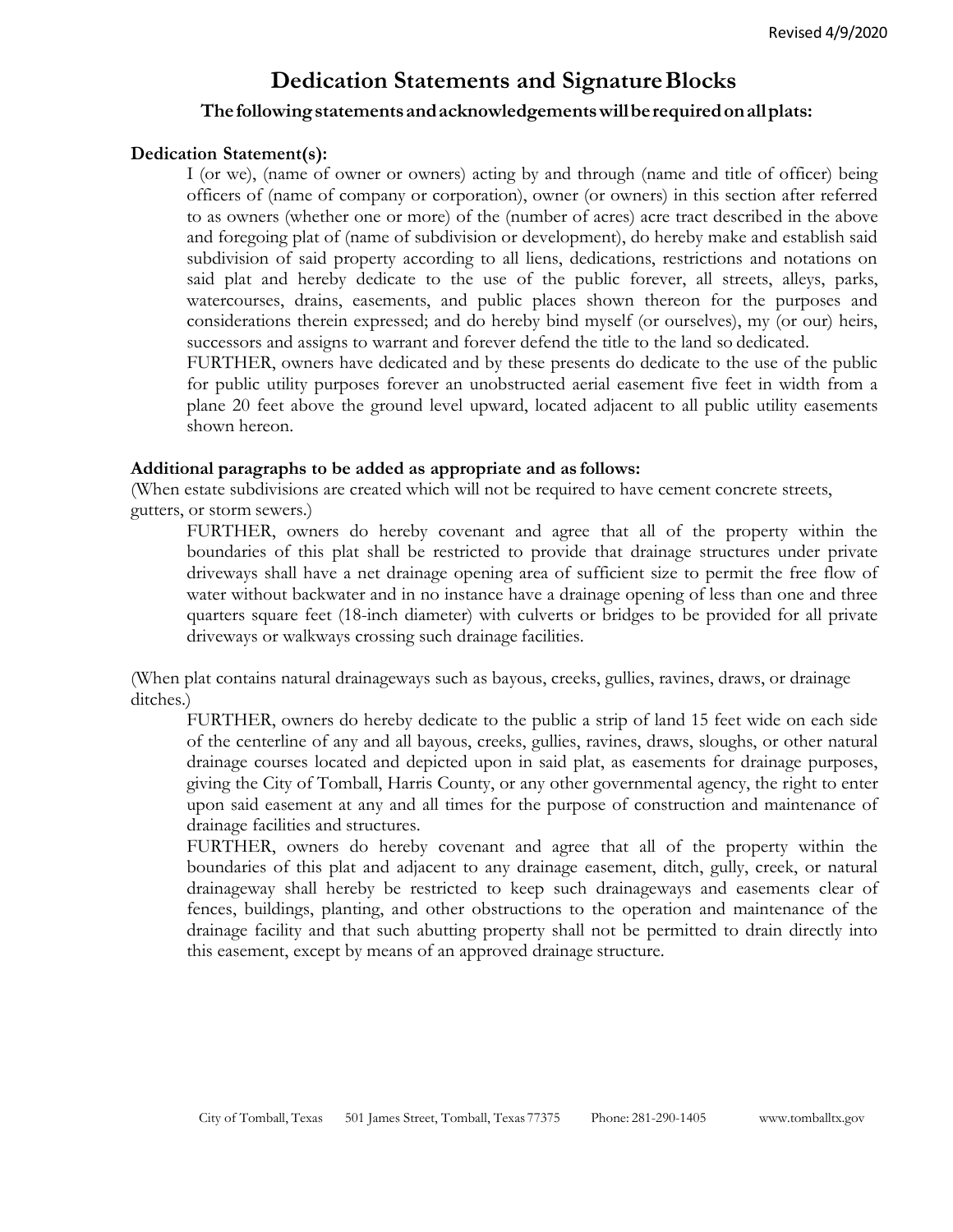# Dedication Statements and Signature Blocks

### The following statements and acknowledgements will be required on all plats:

**Dedication Statement(s):**

I (or we), (name of owner or owners) acting by and through (name and title of officer) being officers of (name of company or corporation), owner (or owners) in this section after referred to as owners (whether one or more) of the (number of acres) acre tract described in the above and foregoing plat of (name of subdivision or development), do hereby make and establish said subdivision of said property according to all liens, dedications, restrictions and notations on said plat and hereby dedicate to the use of the public forever, all streets, alleys, parks, watercourses, drains, easements, and public places shown thereon for the purposes and considerations therein expressed; and do hereby bind myself (or ourselves), my (or our) heirs, successors and assigns to warrant and forever defend the title to the land so dedicated.

FURTHER, owners have dedicated and by these presents do dedicate to the use of the public for public utility purposes forever an unobstructed aerial easement five feet in width from a plane 20 feet above the ground level upward, located adjacent to all public utility easements shown hereon.

**Additional paragraphs to be added as appropriate and as follows:**

(When estate subdivisions are created which will not be required to have cement concrete streets, gutters, or storm sewers.)

FURTHER, owners do hereby covenant and agree that all of the property within the boundaries of this plat shall be restricted to provide that drainage structures under private driveways shall have a net drainage opening area of sufficient size to permit the free flow of water without backwater and in no instance have a drainage opening of less than one and three quarters square feet (18-inch diameter) with culverts or bridges to be provided for all private driveways or walkways crossing such drainage facilities.

(When plat contains natural drainageways such as bayous, creeks, gullies, ravines, draws, or drainage ditches.)

FURTHER, owners do hereby dedicate to the public a strip of land 15 feet wide on each side of the centerline of any and all bayous, creeks, gullies, ravines, draws, sloughs, or other natural drainage courses located and depicted upon in said plat, as easements for drainage purposes, giving the City of Tomball, Harris County, or any other governmental agency, the right to enter upon said easement at any and all times for the purpose of construction and maintenance of drainage facilities and structures.

FURTHER, owners do hereby covenant and agree that all of the property within the boundaries of this plat and adjacent to any drainage easement, ditch, gully, creek, or natural drainageway shall hereby be restricted to keep such drainageways and easements clear of fences, buildings, planting, and other obstructions to the operation and maintenance of the drainage facility and that such abutting property shall not be permitted to drain directly into this easement, except by means of an approved drainage structure.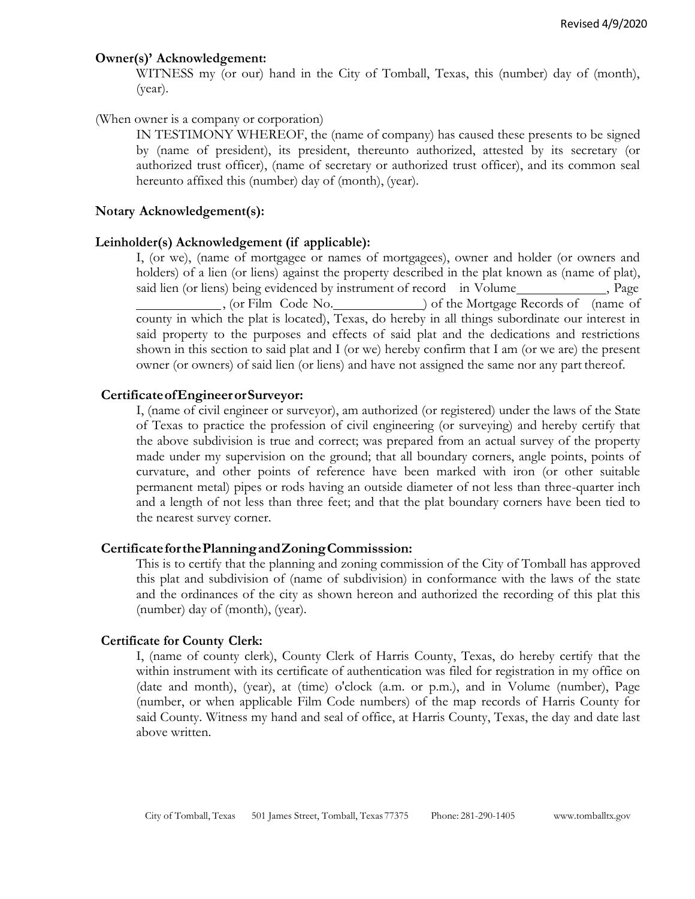**Owner(s)' Acknowledgement:**

WITNESS my (or our) hand in the City of Tomball, Texas, this (number) day of (month), (year).

(When owner is a company or corporation)

IN TESTIMONY WHEREOF, the (name of company) has caused these presents to be signed by (name of president), its president, thereunto authorized, attested by its secretary (or authorized trust officer), (name of secretary or authorized trust officer), and its common seal hereunto affixed this (number) day of (month), (year).

**Notary Acknowledgement(s):**

**Leinholder(s) Acknowledgement (if applicable):**

I, (or we), (name of mortgagee or names of mortgagees), owner and holder (or owners and holders) of a lien (or liens) against the property described in the plat known as (name of plat), said lien (or liens) being evidenced by instrument of record in Volume\_\_\_\_\_\_\_\_\_\_\_\_, Page \_\_\_\_\_\_\_\_\_\_\_\_, (or Film Code No.\_\_\_\_\_\_\_\_\_\_\_\_) of the Mortgage Records of (name of county in which the plat is located), Texas, do hereby in all things subordinate our interest in said property to the purposes and effects of said plat and the dedications and restrictions shown in this section to said plat and I (or we) hereby confirm that I am (or we are) the present owner (or owners) of said lien (or liens) and have not assigned the same nor any part thereof.

**Certificate of Engineer or Surveyor:**

I, (name of civil engineer or surveyor), am authorized (or registered) under the laws of the State of Texas to practice the profession of civil engineering (or surveying) and hereby certify that the above subdivision is true and correct; was prepared from an actual survey of the property made under my supervision on the ground; that all boundary corners, angle points, points of curvature, and other points of reference have been marked with iron (or other suitable permanent metal) pipes or rods having an outside diameter of not less than three-quarter inch and a length of not less than three feet; and that the plat boundary corners have been tied to the nearest survey corner.

**Certificate for the Planning and Zoning Commisssion:**

This is to certify that the planning and zoning commission of the City of Tomball has approved this plat and subdivision of (name of subdivision) in conformance with the laws of the state and the ordinances of the city as shown hereon and authorized the recording of this plat this (number) day of (month), (year).

**Certificate for County Clerk:**

I, (name of county clerk), County Clerk of Harris County, Texas, do hereby certify that the within instrument with its certificate of authentication was filed for registration in my office on (date and month), (year), at (time) o'clock (a.m. or p.m.), and in Volume (number), Page (number, or when applicable Film Code numbers) of the map records of Harris County for said County. Witness my hand and seal of office, at Harris County, Texas, the day and date last above written.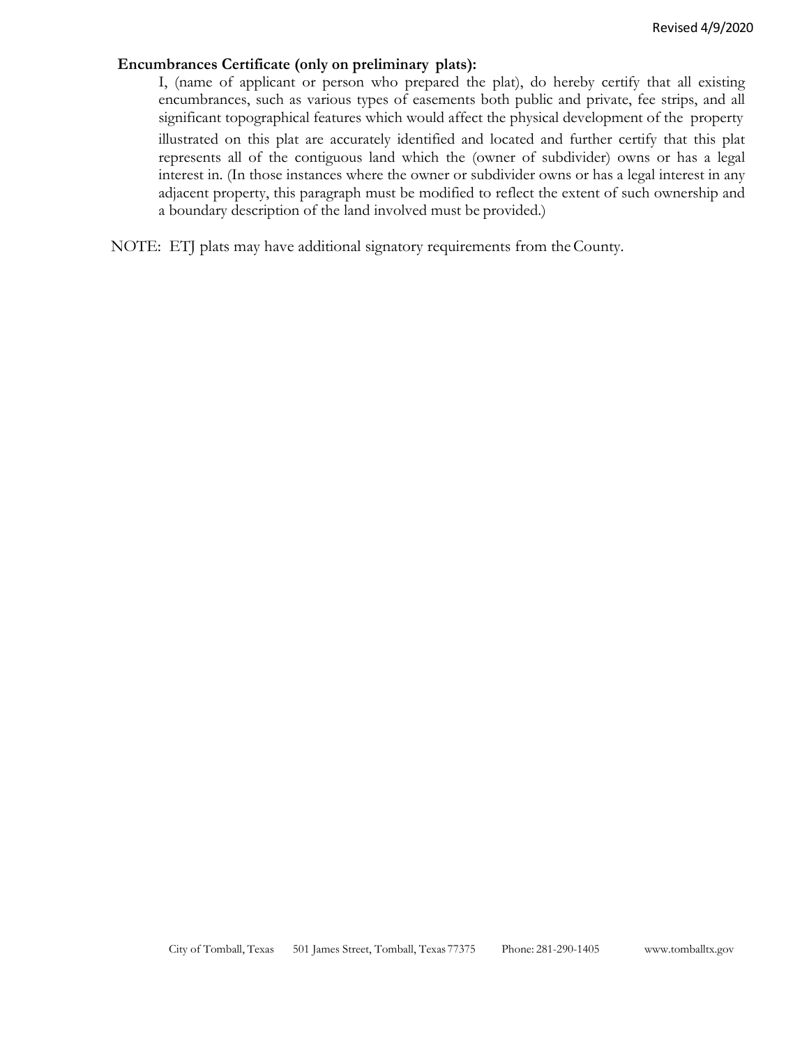**Encumbrances Certificate (only on preliminary plats):**

I, (name of applicant or person who prepared the plat), do hereby certify that all existing encumbrances, such as various types of easements both public and private, fee strips, and all significant topographical features which would affect the physical development of the property illustrated on this plat are accurately identified and located and further certify that this plat represents all of the contiguous land which the (owner of subdivider) owns or has a legal interest in. (In those instances where the owner or subdivider owns or has a legal interest in any adjacent property, this paragraph must be modified to reflect the extent of such ownership and a boundary description of the land involved must be provided.)

NOTE: ETJ plats may have additional signatory requirements from the County.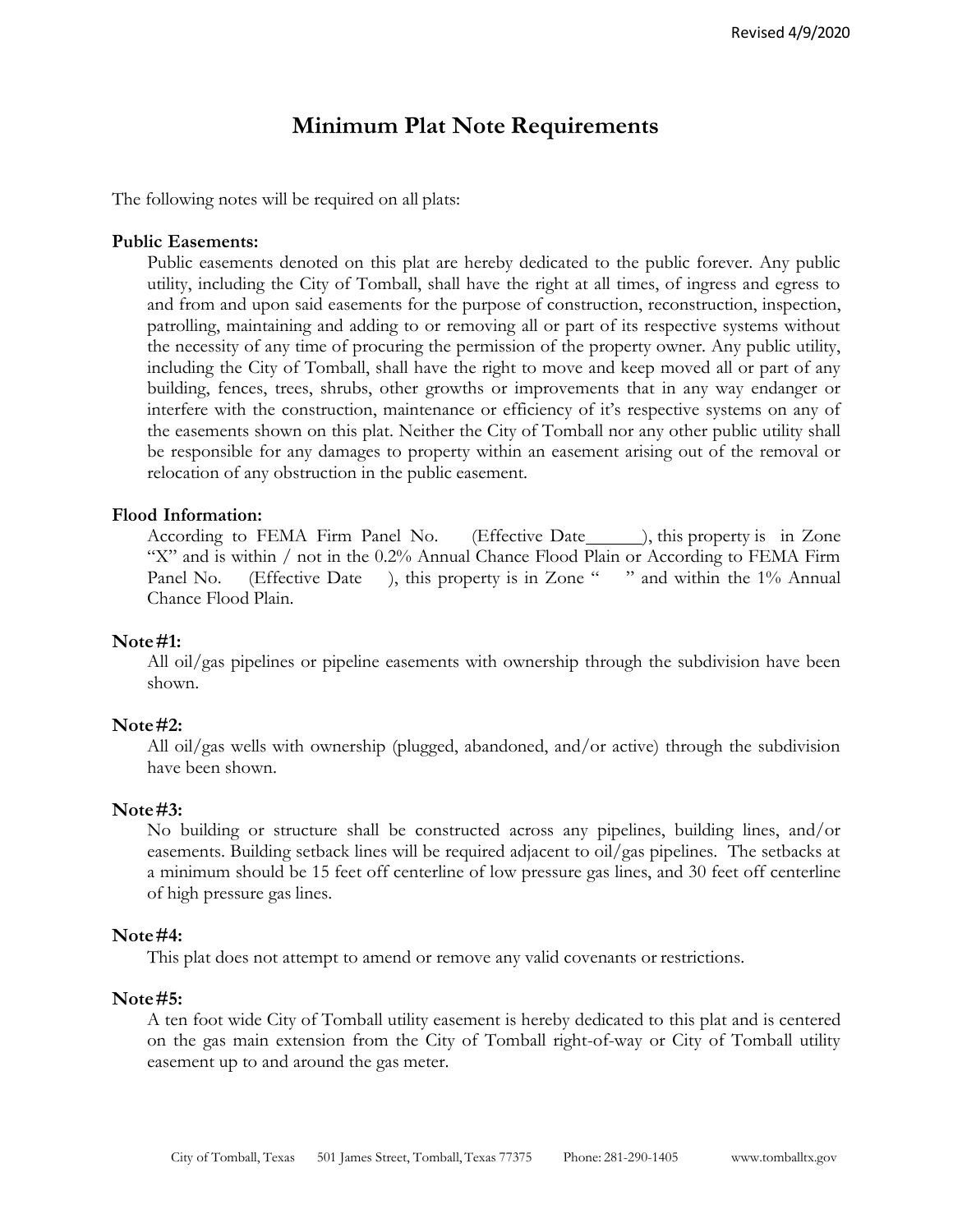Revised 4/9/2020

# Minimum Plat Note Requirements

The following notes will be required on all plats:

**Public Easements:**

Public easements denoted on this plat are hereby dedicated to the public forever. Any public utility, including the City of Tomball, shall have the right at all times, of ingress and egress to and from and upon said easements for the purpose of construction, reconstruction, inspection, patrolling, maintaining and adding to or removing all or part of its respective systems without the necessity of any time of procuring the permission of the property owner. Any public utility, including the City of Tomball, shall have the right to move and keep moved all or part of any building, fences, trees, shrubs, other growths or improvements that in any way endanger or interfere with the construction, maintenance or efficiency of it's respective systems on any of the easements shown on this plat. Neither the City of Tomball nor any other public utility shall be responsible for any damages to property within an easement arising out of the removal or relocation of any obstruction in the public easement.

**Flood Information:**

According to FEMA Firm Panel No. (Effective Date______), this property is in Zone "X" and is within / not in the 0.2% Annual Chance Flood Plain or According to FEMA Firm Panel No. (Effective Date ), this property is in Zone " " and within the 1% Annual Chance Flood Plain.

**Note #1:**

All oil/gas pipelines or pipeline easements with ownership through the subdivision have been shown.

**Note #2:**

All oil/gas wells with ownership (plugged, abandoned, and/or active) through the subdivision have been shown.

**Note #3:**

No building or structure shall be constructed across any pipelines, building lines, and/or easements. Building setback lines will be required adjacent to oil/gas pipelines. The setbacks at a minimum should be 15 feet off centerline of low pressure gas lines, and 30 feet off centerline of high pressure gas lines.

**Note #4:**

This plat does not attempt to amend or remove any valid covenants or restrictions.

**Note #5:**

A ten foot wide City of Tomball utility easement is hereby dedicated to this plat and is centered on the gas main extension from the City of Tomball right-of-way or City of Tomball utility easement up to and around the gas meter.

City of Tomball, Texas 501 James Street, Tomball, Texas 77375 Phone: 281-290-1405 www.tomballtx.gov